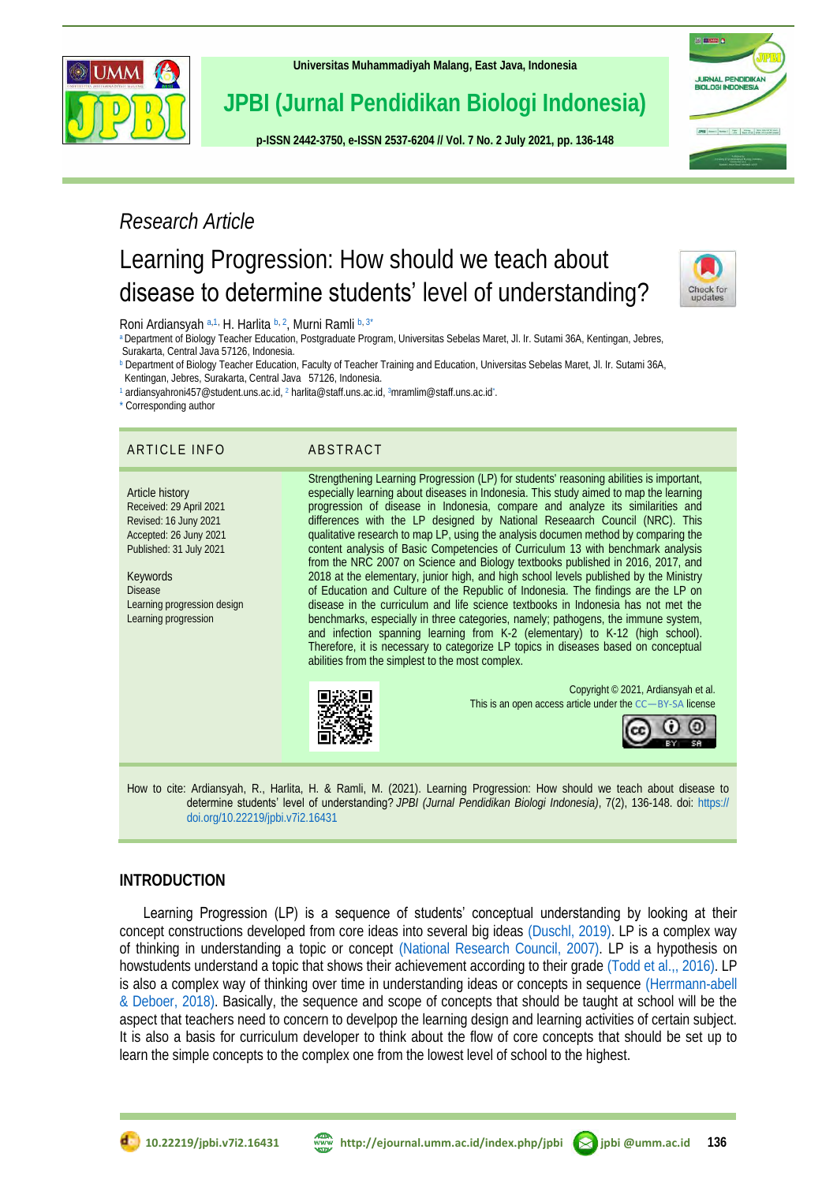*Research Article*

# Learning Progression: How should we teach about disease to determine students' level of understanding?

Roni Ardiansyah [a,1], H. Harlita [b,2], Murni Ramli [b,3*]

[a] Department of Biology Teacher Education, Postgraduate Program, Universitas Sebelas Maret, Jl. Ir. Sutami 36A, Kentingan, Jebres, Surakarta, Central Java 57126, Indonesia.

[b] Department of Biology Teacher Education, Faculty of Teacher Training and Education, Universitas Sebelas Maret, Jl. Ir. Sutami 36A, Kentingan, Jebres, Surakarta, Central Java 57126, Indonesia.

[1] ardiansyahroni457@student.uns.ac.id, [2] harlita@staff.uns.ac.id, [3]mramlim@staff.uns.ac.id*.

\* Corresponding author

## ARTICLE INFO

**Article history**
Received: 29 April 2021
Revised: 16 Juny 2021
Accepted: 26 Juny 2021
Published: 31 July 2021

**Keywords**
Disease
Learning progression design
Learning progression

## ABSTRACT

Strengthening Learning Progression (LP) for students' reasoning abilities is important, especially learning about diseases in Indonesia. This study aimed to map the learning progression of disease in Indonesia, compare and analyze its similarities and differences with the LP designed by National Reasearch Council (NRC). This qualitative research to map LP, using the analysis documen method by comparing the content analysis of Basic Competencies of Curriculum 13 with benchmark analysis from the NRC 2007 on Science and Biology textbooks published in 2016, 2017, and 2018 at the elementary, junior high, and high school levels published by the Ministry of Education and Culture of the Republic of Indonesia. The findings are the LP on disease in the curriculum and life science textbooks in Indonesia has not met the benchmarks, especially in three categories, namely; pathogens, the immune system, and infection spanning learning from K-2 (elementary) to K-12 (high school). Therefore, it is necessary to categorize LP topics in diseases based on conceptual abilities from the simplest to the most complex.

Copyright © 2021, Ardiansyah et al.
This is an open access article under the CC–BY-SA license

How to cite: Ardiansyah, R., Harlita, H. & Ramli, M. (2021). Learning Progression: How should we teach about disease to determine students' level of understanding? *JPBI (Jurnal Pendidikan Biologi Indonesia)*, 7(2), 136-148. doi: https://doi.org/10.22219/jpbi.v7i2.16431

## INTRODUCTION

Learning Progression (LP) is a sequence of students' conceptual understanding by looking at their concept constructions developed from core ideas into several big ideas (Duschl, 2019). LP is a complex way of thinking in understanding a topic or concept (National Research Council, 2007). LP is a hypothesis on howstudents understand a topic that shows their achievement according to their grade (Todd et al.,, 2016). LP is also a complex way of thinking over time in understanding ideas or concepts in sequence (Herrmann-abell & Deboer, 2018). Basically, the sequence and scope of concepts that should be taught at school will be the aspect that teachers need to concern to develpop the learning design and learning activities of certain subject. It is also a basis for curriculum developer to think about the flow of core concepts that should be set up to learn the simple concepts to the complex one from the lowest level of school to the highest.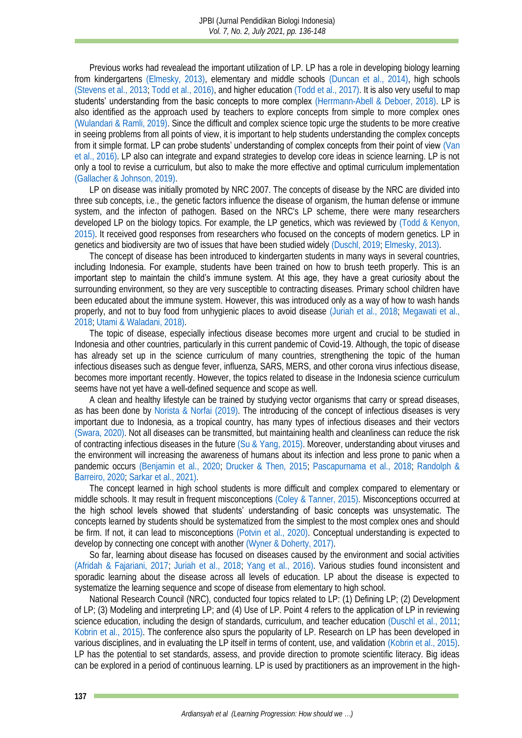Previous works had revealead the important utilization of LP. LP has a role in developing biology learning from kindergartens (Elmesky, 2013), elementary and middle schools (Duncan et al., 2014), high schools (Stevens et al., 2013; Todd et al., 2016), and higher education (Todd et al., 2017). It is also very useful to map students' understanding from the basic concepts to more complex (Herrmann-Abell & Deboer, 2018). LP is also identified as the approach used by teachers to explore concepts from simple to more complex ones (Wulandari & Ramli, 2019). Since the difficult and complex science topic urge the students to be more creative in seeing problems from all points of view, it is important to help students understanding the complex concepts from it simple format. LP can probe students' understanding of complex concepts from their point of view (Van et al., 2016). LP also can integrate and expand strategies to develop core ideas in science learning. LP is not only a tool to revise a curriculum, but also to make the more effective and optimal curriculum implementation (Gallacher & Johnson, 2019).

LP on disease was initially promoted by NRC 2007. The concepts of disease by the NRC are divided into three sub concepts, i.e., the genetic factors influence the disease of organism, the human defense or immune system, and the infecton of pathogen. Based on the NRC's LP scheme, there were many researchers developed LP on the biology topics. For example, the LP genetics, which was reviewed by (Todd & Kenyon, 2015). It received good responses from researchers who focused on the concepts of modern genetics. LP in genetics and biodiversity are two of issues that have been studied widely (Duschl, 2019; Elmesky, 2013).

The concept of disease has been introduced to kindergarten students in many ways in several countries, including Indonesia. For example, students have been trained on how to brush teeth properly. This is an important step to maintain the child's immune system. At this age, they have a great curiosity about the surrounding environment, so they are very susceptible to contracting diseases. Primary school children have been educated about the immune system. However, this was introduced only as a way of how to wash hands properly, and not to buy food from unhygienic places to avoid disease (Juriah et al., 2018; Megawati et al., 2018; Utami & Waladani, 2018).

The topic of disease, especially infectious disease becomes more urgent and crucial to be studied in Indonesia and other countries, particularly in this current pandemic of Covid-19. Although, the topic of disease has already set up in the science curriculum of many countries, strengthening the topic of the human infectious diseases such as dengue fever, influenza, SARS, MERS, and other corona virus infectious disease, becomes more important recently. However, the topics related to disease in the Indonesia science curriculum seems have not yet have a well-defined sequence and scope as well.

A clean and healthy lifestyle can be trained by studying vector organisms that carry or spread diseases, as has been done by Norista & Norfai (2019). The introducing of the concept of infectious diseases is very important due to Indonesia, as a tropical country, has many types of infectious diseases and their vectors (Swara, 2020). Not all diseases can be transmitted, but maintaining health and cleanliness can reduce the risk of contracting infectious diseases in the future (Su & Yang, 2015). Moreover, understanding about viruses and the environment will increasing the awareness of humans about its infection and less prone to panic when a pandemic occurs (Benjamin et al., 2020; Drucker & Then, 2015; Pascapurnama et al., 2018; Randolph & Barreiro, 2020; Sarkar et al., 2021).

The concept learned in high school students is more difficult and complex compared to elementary or middle schools. It may result in frequent misconceptions (Coley & Tanner, 2015). Misconceptions occurred at the high school levels showed that students' understanding of basic concepts was unsystematic. The concepts learned by students should be systematized from the simplest to the most complex ones and should be firm. If not, it can lead to misconceptions (Potvin et al., 2020). Conceptual understanding is expected to develop by connecting one concept with another (Wyner & Doherty, 2017).

So far, learning about disease has focused on diseases caused by the environment and social activities (Afridah & Fajariani, 2017; Juriah et al., 2018; Yang et al., 2016). Various studies found inconsistent and sporadic learning about the disease across all levels of education. LP about the disease is expected to systematize the learning sequence and scope of disease from elementary to high school.

National Research Council (NRC), conducted four topics related to LP: (1) Defining LP; (2) Development of LP; (3) Modeling and interpreting LP; and (4) Use of LP. Point 4 refers to the application of LP in reviewing science education, including the design of standards, curriculum, and teacher education (Duschl et al., 2011; Kobrin et al., 2015). The conference also spurs the popularity of LP. Research on LP has been developed in various disciplines, and in evaluating the LP itself in terms of content, use, and validation (Kobrin et al., 2015). LP has the potential to set standards, assess, and provide direction to promote scientific literacy. Big ideas can be explored in a period of continuous learning. LP is used by practitioners as an improvement in the high-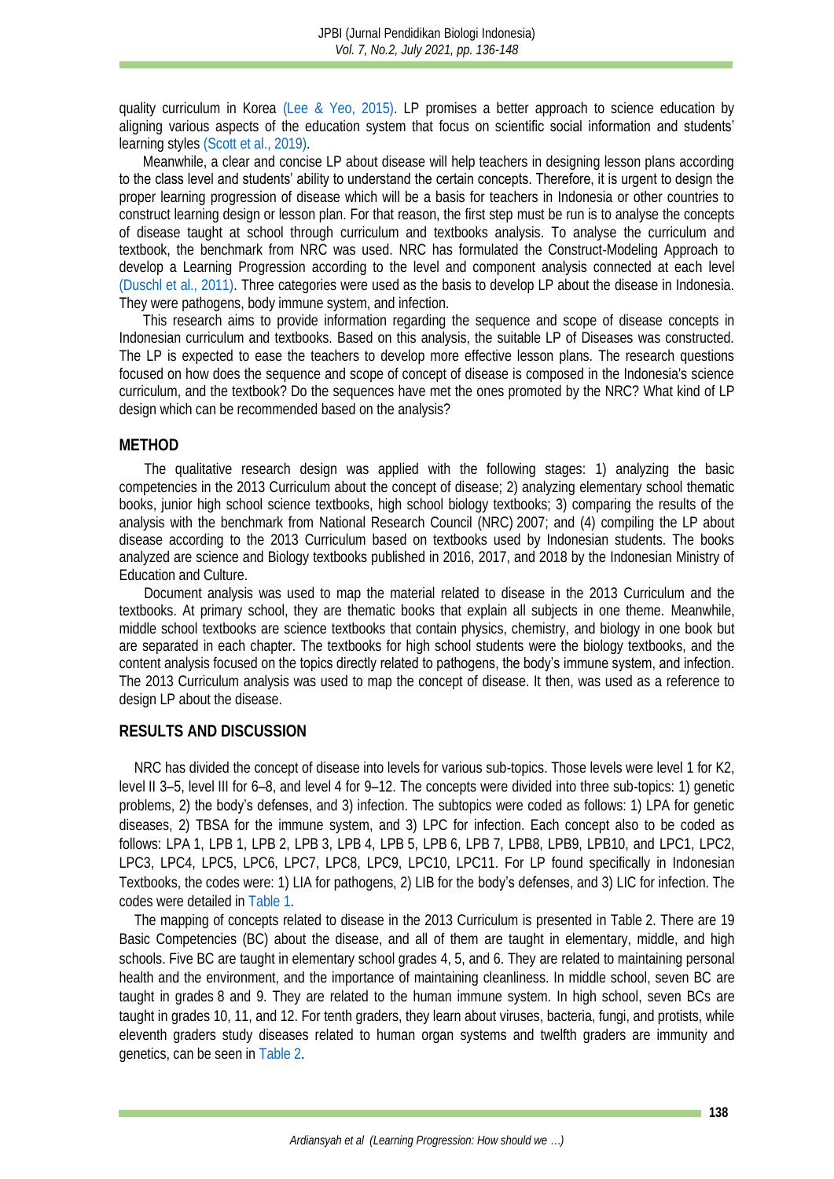quality curriculum in Korea (Lee & Yeo, 2015). LP promises a better approach to science education by aligning various aspects of the education system that focus on scientific social information and students' learning styles (Scott et al., 2019).

Meanwhile, a clear and concise LP about disease will help teachers in designing lesson plans according to the class level and students' ability to understand the certain concepts. Therefore, it is urgent to design the proper learning progression of disease which will be a basis for teachers in Indonesia or other countries to construct learning design or lesson plan. For that reason, the first step must be run is to analyse the concepts of disease taught at school through curriculum and textbooks analysis. To analyse the curriculum and textbook, the benchmark from NRC was used. NRC has formulated the Construct-Modeling Approach to develop a Learning Progression according to the level and component analysis connected at each level (Duschl et al., 2011). Three categories were used as the basis to develop LP about the disease in Indonesia. They were pathogens, body immune system, and infection.

This research aims to provide information regarding the sequence and scope of disease concepts in Indonesian curriculum and textbooks. Based on this analysis, the suitable LP of Diseases was constructed. The LP is expected to ease the teachers to develop more effective lesson plans. The research questions focused on how does the sequence and scope of concept of disease is composed in the Indonesia's science curriculum, and the textbook? Do the sequences have met the ones promoted by the NRC? What kind of LP design which can be recommended based on the analysis?

## METHOD

The qualitative research design was applied with the following stages: 1) analyzing the basic competencies in the 2013 Curriculum about the concept of disease; 2) analyzing elementary school thematic books, junior high school science textbooks, high school biology textbooks; 3) comparing the results of the analysis with the benchmark from National Research Council (NRC) 2007; and (4) compiling the LP about disease according to the 2013 Curriculum based on textbooks used by Indonesian students. The books analyzed are science and Biology textbooks published in 2016, 2017, and 2018 by the Indonesian Ministry of Education and Culture.

Document analysis was used to map the material related to disease in the 2013 Curriculum and the textbooks. At primary school, they are thematic books that explain all subjects in one theme. Meanwhile, middle school textbooks are science textbooks that contain physics, chemistry, and biology in one book but are separated in each chapter. The textbooks for high school students were the biology textbooks, and the content analysis focused on the topics directly related to pathogens, the body's immune system, and infection. The 2013 Curriculum analysis was used to map the concept of disease. It then, was used as a reference to design LP about the disease.

## RESULTS AND DISCUSSION

NRC has divided the concept of disease into levels for various sub-topics. Those levels were level 1 for K2, level II 3–5, level III for 6–8, and level 4 for 9–12. The concepts were divided into three sub-topics: 1) genetic problems, 2) the body's defenses, and 3) infection. The subtopics were coded as follows: 1) LPA for genetic diseases, 2) TBSA for the immune system, and 3) LPC for infection. Each concept also to be coded as follows: LPA 1, LPB 1, LPB 2, LPB 3, LPB 4, LPB 5, LPB 6, LPB 7, LPB8, LPB9, LPB10, and LPC1, LPC2, LPC3, LPC4, LPC5, LPC6, LPC7, LPC8, LPC9, LPC10, LPC11. For LP found specifically in Indonesian Textbooks, the codes were: 1) LIA for pathogens, 2) LIB for the body's defenses, and 3) LIC for infection. The codes were detailed in Table 1.

The mapping of concepts related to disease in the 2013 Curriculum is presented in Table 2. There are 19 Basic Competencies (BC) about the disease, and all of them are taught in elementary, middle, and high schools. Five BC are taught in elementary school grades 4, 5, and 6. They are related to maintaining personal health and the environment, and the importance of maintaining cleanliness. In middle school, seven BC are taught in grades 8 and 9. They are related to the human immune system. In high school, seven BCs are taught in grades 10, 11, and 12. For tenth graders, they learn about viruses, bacteria, fungi, and protists, while eleventh graders study diseases related to human organ systems and twelfth graders are immunity and genetics, can be seen in Table 2.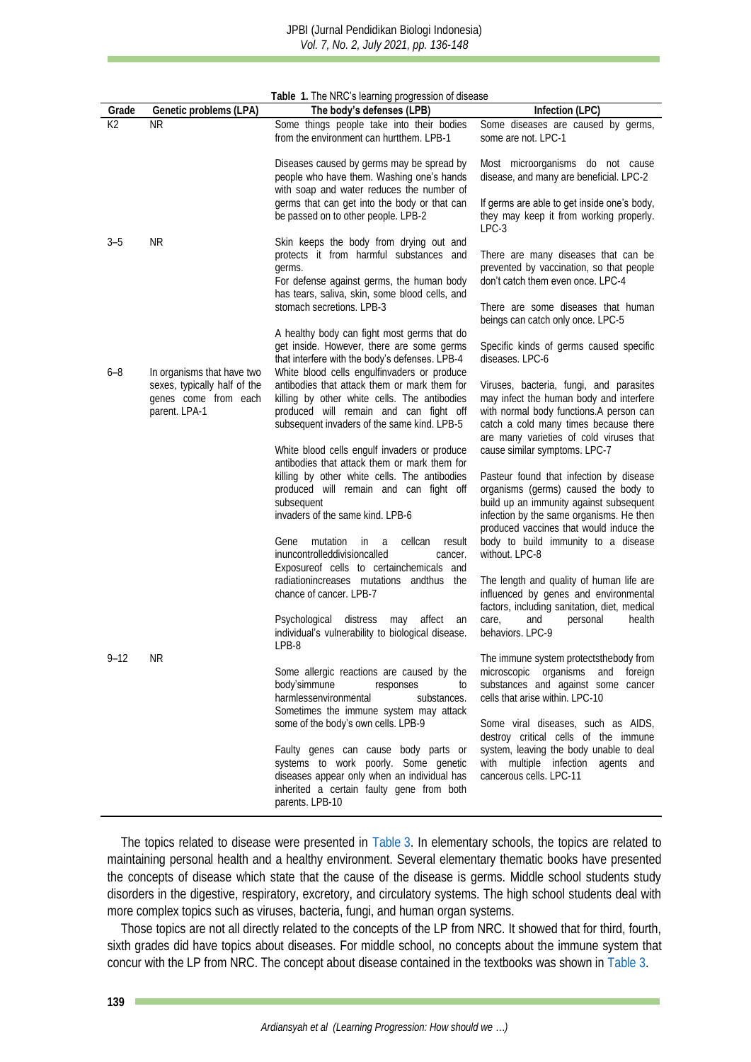**Table 1.** The NRC's learning progression of disease

| Grade | Genetic problems (LPA) | The body's defenses (LPB) | Infection (LPC) |
|---|---|---|---|
| K2 | NR | Some things people take into their bodies from the environment can hurtthem. LPB-1<br><br>Diseases caused by germs may be spread by people who have them. Washing one's hands with soap and water reduces the number of germs that can get into the body or that can be passed on to other people. LPB-2 | Some diseases are caused by germs, some are not. LPC-1<br><br>Most microorganisms do not cause disease, and many are beneficial. LPC-2<br><br>If germs are able to get inside one's body, they may keep it from working properly. LPC-3 |
| 3–5 | NR | Skin keeps the body from drying out and protects it from harmful substances and germs.<br>For defense against germs, the human body has tears, saliva, skin, some blood cells, and stomach secretions. LPB-3<br><br>A healthy body can fight most germs that do get inside. However, there are some germs that interfere with the body's defenses. LPB-4 | There are many diseases that can be prevented by vaccination, so that people don't catch them even once. LPC-4<br><br>There are some diseases that human beings can catch only once. LPC-5<br><br>Specific kinds of germs caused specific diseases. LPC-6 |
| 6–8 | In organisms that have two sexes, typically half of the genes come from each parent. LPA-1 | White blood cells engulfinvaders or produce antibodies that attack them or mark them for killing by other white cells. The antibodies produced will remain and can fight off subsequent invaders of the same kind. LPB-5<br><br>White blood cells engulf invaders or produce antibodies that attack them or mark them for killing by other white cells. The antibodies produced will remain and can fight off subsequent<br>invaders of the same kind. LPB-6<br><br>Gene mutation in a cellcan result inuncontrolleddivisioncalled cancer. Exposureof cells to certainchemicals and radiationincreases mutations andthus the chance of cancer. LPB-7<br><br>Psychological distress may affect an individual's vulnerability to biological disease. LPB-8 | Viruses, bacteria, fungi, and parasites may infect the human body and interfere with normal body functions.A person can catch a cold many times because there are many varieties of cold viruses that cause similar symptoms. LPC-7<br><br>Pasteur found that infection by disease organisms (germs) caused the body to build up an immunity against subsequent infection by the same organisms. He then produced vaccines that would induce the body to build immunity to a disease without. LPC-8<br><br>The length and quality of human life are influenced by genes and environmental factors, including sanitation, diet, medical care, and personal health behaviors. LPC-9 |
| 9–12 | NR | Some allergic reactions are caused by the body'simmune responses to harmlessenvironmental substances. Sometimes the immune system may attack some of the body's own cells. LPB-9<br><br>Faulty genes can cause body parts or systems to work poorly. Some genetic diseases appear only when an individual has inherited a certain faulty gene from both parents. LPB-10 | The immune system protectsthebody from microscopic organisms and foreign substances and against some cancer cells that arise within. LPC-10<br><br>Some viral diseases, such as AIDS, destroy critical cells of the immune system, leaving the body unable to deal with multiple infection agents and cancerous cells. LPC-11 |

The topics related to disease were presented in Table 3. In elementary schools, the topics are related to maintaining personal health and a healthy environment. Several elementary thematic books have presented the concepts of disease which state that the cause of the disease is germs. Middle school students study disorders in the digestive, respiratory, excretory, and circulatory systems. The high school students deal with more complex topics such as viruses, bacteria, fungi, and human organ systems.

Those topics are not all directly related to the concepts of the LP from NRC. It showed that for third, fourth, sixth grades did have topics about diseases. For middle school, no concepts about the immune system that concur with the LP from NRC. The concept about disease contained in the textbooks was shown in Table 3.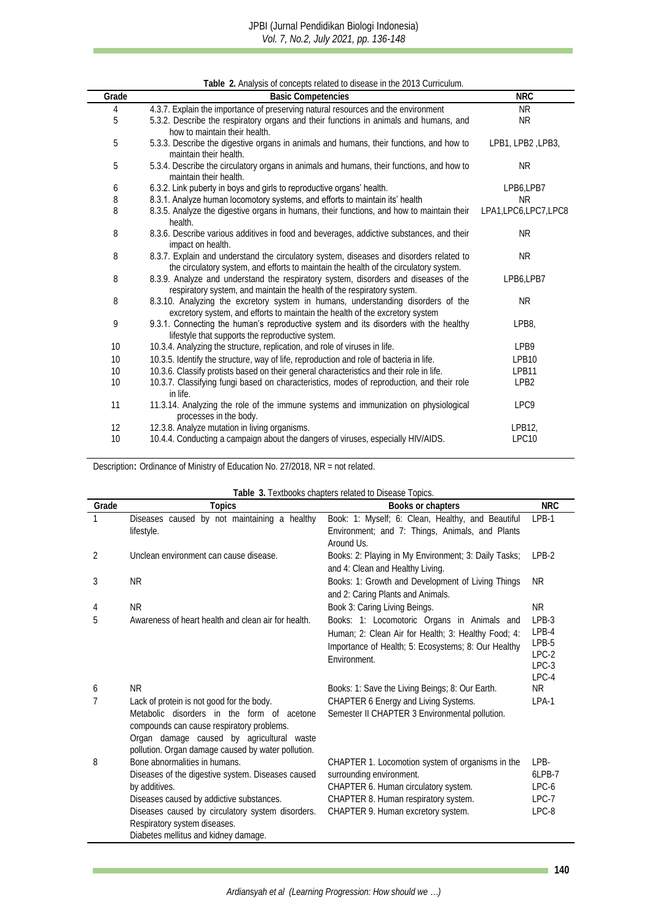**Table 2.** Analysis of concepts related to disease in the 2013 Curriculum.

| Grade | Basic Competencies | NRC |
|---|---|---|
| 4 | 4.3.7. Explain the importance of preserving natural resources and the environment | NR |
| 5 | 5.3.2. Describe the respiratory organs and their functions in animals and humans, and how to maintain their health. | NR |
| 5 | 5.3.3. Describe the digestive organs in animals and humans, their functions, and how to maintain their health. | LPB1, LPB2 ,LPB3, |
| 5 | 5.3.4. Describe the circulatory organs in animals and humans, their functions, and how to maintain their health. | NR |
| 6 | 6.3.2. Link puberty in boys and girls to reproductive organs' health. | LPB6,LPB7 |
| 8 | 8.3.1. Analyze human locomotory systems, and efforts to maintain its' health | NR |
| 8 | 8.3.5. Analyze the digestive organs in humans, their functions, and how to maintain their health. | LPA1,LPC6,LPC7,LPC8 |
| 8 | 8.3.6. Describe various additives in food and beverages, addictive substances, and their impact on health. | NR |
| 8 | 8.3.7. Explain and understand the circulatory system, diseases and disorders related to the circulatory system, and efforts to maintain the health of the circulatory system. | NR |
| 8 | 8.3.9. Analyze and understand the respiratory system, disorders and diseases of the respiratory system, and maintain the health of the respiratory system. | LPB6,LPB7 |
| 8 | 8.3.10. Analyzing the excretory system in humans, understanding disorders of the excretory system, and efforts to maintain the health of the excretory system | NR |
| 9 | 9.3.1. Connecting the human's reproductive system and its disorders with the healthy lifestyle that supports the reproductive system. | LPB8, |
| 10 | 10.3.4. Analyzing the structure, replication, and role of viruses in life. | LPB9 |
| 10 | 10.3.5. Identify the structure, way of life, reproduction and role of bacteria in life. | LPB10 |
| 10 | 10.3.6. Classify protists based on their general characteristics and their role in life. | LPB11 |
| 10 | 10.3.7. Classifying fungi based on characteristics, modes of reproduction, and their role in life. | LPB2 |
| 11 | 11.3.14. Analyzing the role of the immune systems and immunization on physiological processes in the body. | LPC9 |
| 12 | 12.3.8. Analyze mutation in living organisms. | LPB12, |
| 10 | 10.4.4. Conducting a campaign about the dangers of viruses, especially HIV/AIDS. | LPC10 |

Description**:** Ordinance of Ministry of Education No. 27/2018, NR = not related.

**Table 3.** Textbooks chapters related to Disease Topics.

| Grade | Topics | Books or chapters | NRC |
|---|---|---|---|
| 1 | Diseases caused by not maintaining a healthy lifestyle. | Book: 1: Myself; 6: Clean, Healthy, and Beautiful Environment; and 7: Things, Animals, and Plants Around Us. | LPB-1 |
| 2 | Unclean environment can cause disease. | Books: 2: Playing in My Environment; 3: Daily Tasks; and 4: Clean and Healthy Living. | LPB-2 |
| 3 | NR | Books: 1: Growth and Development of Living Things and 2: Caring Plants and Animals. | NR |
| 4 | NR | Book 3: Caring Living Beings. | NR |
| 5 | Awareness of heart health and clean air for health. | Books: 1: Locomotoric Organs in Animals and Human; 2: Clean Air for Health; 3: Healthy Food; 4: Importance of Health; 5: Ecosystems; 8: Our Healthy Environment. | LPB-3 LPB-4 LPB-5 LPC-2 LPC-3 LPC-4 |
| 6 | NR | Books: 1: Save the Living Beings; 8: Our Earth. | NR |
| 7 | Lack of protein is not good for the body. Metabolic disorders in the form of acetone compounds can cause respiratory problems. Organ damage caused by agricultural waste pollution. Organ damage caused by water pollution. | CHAPTER 6 Energy and Living Systems. Semester II CHAPTER 3 Environmental pollution. | LPA-1 |
| 8 | Bone abnormalities in humans. Diseases of the digestive system. Diseases caused by additives. Diseases caused by addictive substances. Diseases caused by circulatory system disorders. Respiratory system diseases. Diabetes mellitus and kidney damage. | CHAPTER 1. Locomotion system of organisms in the surrounding environment. CHAPTER 6. Human circulatory system. CHAPTER 8. Human respiratory system. CHAPTER 9. Human excretory system. | LPB-6LPB-7 LPC-6 LPC-7 LPC-8 |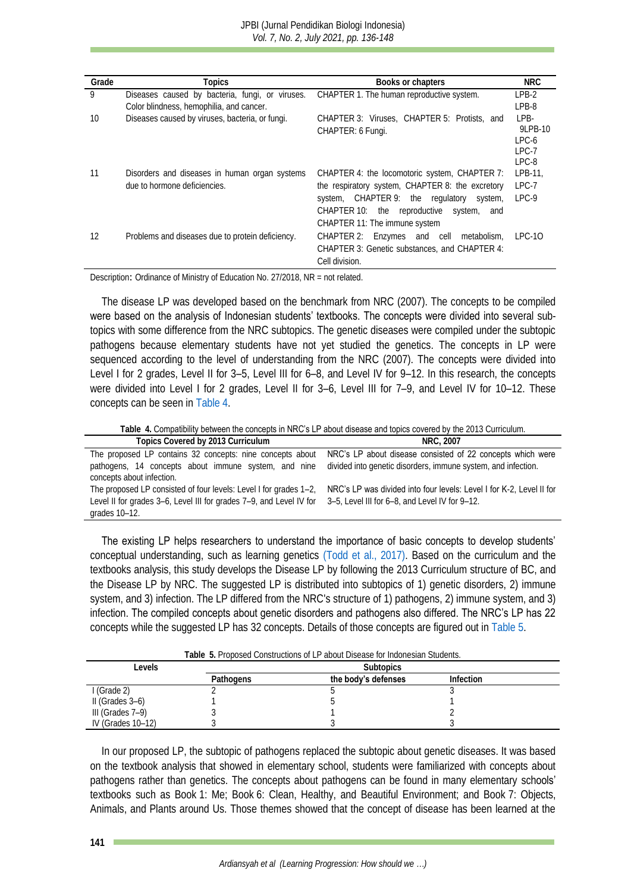| Grade | Topics | Books or chapters | NRC |
|---|---|---|---|
| 9 | Diseases caused by bacteria, fungi, or viruses. Color blindness, hemophilia, and cancer. | CHAPTER 1. The human reproductive system. | LPB-2 LPB-8 |
| 10 | Diseases caused by viruses, bacteria, or fungi. | CHAPTER 3: Viruses, CHAPTER 5: Protists, and CHAPTER: 6 Fungi. | LPB-9LPB-10 LPC-6 LPC-7 LPC-8 |
| 11 | Disorders and diseases in human organ systems due to hormone deficiencies. | CHAPTER 4: the locomotoric system, CHAPTER 7: the respiratory system, CHAPTER 8: the excretory system, CHAPTER 9: the regulatory system, CHAPTER 10: the reproductive system, and CHAPTER 11: The immune system | LPB-11, LPC-7 LPC-9 |
| 12 | Problems and diseases due to protein deficiency. | CHAPTER 2: Enzymes and cell metabolism, CHAPTER 3: Genetic substances, and CHAPTER 4: Cell division. | LPC-1O |

Description: Ordinance of Ministry of Education No. 27/2018, NR = not related.

The disease LP was developed based on the benchmark from NRC (2007). The concepts to be compiled were based on the analysis of Indonesian students' textbooks. The concepts were divided into several subtopics with some difference from the NRC subtopics. The genetic diseases were compiled under the subtopic pathogens because elementary students have not yet studied the genetics. The concepts in LP were sequenced according to the level of understanding from the NRC (2007). The concepts were divided into Level I for 2 grades, Level II for 3–5, Level III for 6–8, and Level IV for 9–12. In this research, the concepts were divided into Level I for 2 grades, Level II for 3–6, Level III for 7–9, and Level IV for 10–12. These concepts can be seen in Table 4.

**Table 4.** Compatibility between the concepts in NRC's LP about disease and topics covered by the 2013 Curriculum.

| Topics Covered by 2013 Curriculum | NRC, 2007 |
|---|---|
| The proposed LP contains 32 concepts: nine concepts about pathogens, 14 concepts about immune system, and nine concepts about infection. | NRC's LP about disease consisted of 22 concepts which were divided into genetic disorders, immune system, and infection. |
| The proposed LP consisted of four levels: Level I for grades 1–2, Level II for grades 3–6, Level III for grades 7–9, and Level IV for grades 10–12. | NRC's LP was divided into four levels: Level I for K-2, Level II for 3–5, Level III for 6–8, and Level IV for 9–12. |

The existing LP helps researchers to understand the importance of basic concepts to develop students' conceptual understanding, such as learning genetics (Todd et al., 2017). Based on the curriculum and the textbooks analysis, this study develops the Disease LP by following the 2013 Curriculum structure of BC, and the Disease LP by NRC. The suggested LP is distributed into subtopics of 1) genetic disorders, 2) immune system, and 3) infection. The LP differed from the NRC's structure of 1) pathogens, 2) immune system, and 3) infection. The compiled concepts about genetic disorders and pathogens also differed. The NRC's LP has 22 concepts while the suggested LP has 32 concepts. Details of those concepts are figured out in Table 5.

**Table 5.** Proposed Constructions of LP about Disease for Indonesian Students.

| Levels | Subtopics | | |
|---|---|---|---|
| | Pathogens | the body's defenses | Infection |
| I (Grade 2) | 2 | 5 | 3 |
| II (Grades 3–6) | 1 | 5 | 1 |
| III (Grades 7–9) | 3 | 1 | 2 |
| IV (Grades 10–12) | 3 | 3 | 3 |

In our proposed LP, the subtopic of pathogens replaced the subtopic about genetic diseases. It was based on the textbook analysis that showed in elementary school, students were familiarized with concepts about pathogens rather than genetics. The concepts about pathogens can be found in many elementary schools' textbooks such as Book 1: Me; Book 6: Clean, Healthy, and Beautiful Environment; and Book 7: Objects, Animals, and Plants around Us. Those themes showed that the concept of disease has been learned at the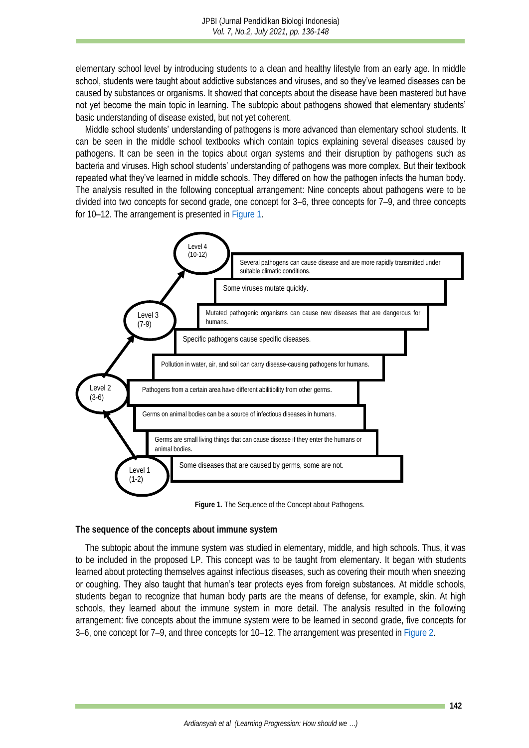elementary school level by introducing students to a clean and healthy lifestyle from an early age. In middle school, students were taught about addictive substances and viruses, and so they've learned diseases can be caused by substances or organisms. It showed that concepts about the disease have been mastered but have not yet become the main topic in learning. The subtopic about pathogens showed that elementary students' basic understanding of disease existed, but not yet coherent.

Middle school students' understanding of pathogens is more advanced than elementary school students. It can be seen in the middle school textbooks which contain topics explaining several diseases caused by pathogens. It can be seen in the topics about organ systems and their disruption by pathogens such as bacteria and viruses. High school students' understanding of pathogens was more complex. But their textbook repeated what they've learned in middle schools. They differed on how the pathogen infects the human body. The analysis resulted in the following conceptual arrangement: Nine concepts about pathogens were to be divided into two concepts for second grade, one concept for 3–6, three concepts for 7–9, and three concepts for 10–12. The arrangement is presented in Figure 1.

Level 4 (10-12)
- Several pathogens can cause disease and are more rapidly transmitted under suitable climatic conditions.
- Some viruses mutate quickly.
- Mutated pathogenic organisms can cause new diseases that are dangerous for humans.

Level 3 (7-9)
- Specific pathogens cause specific diseases.
- Pollution in water, air, and soil can carry disease-causing pathogens for humans.
- Pathogens from a certain area have different abilitibility from other germs.

Level 2 (3-6)
- Germs on animal bodies can be a source of infectious diseases in humans.

Level 1 (1-2)
- Germs are small living things that can cause disease if they enter the humans or animal bodies.
- Some diseases that are caused by germs, some are not.

**Figure 1.** The Sequence of the Concept about Pathogens.

### The sequence of the concepts about immune system

The subtopic about the immune system was studied in elementary, middle, and high schools. Thus, it was to be included in the proposed LP. This concept was to be taught from elementary. It began with students learned about protecting themselves against infectious diseases, such as covering their mouth when sneezing or coughing. They also taught that human's tear protects eyes from foreign substances. At middle schools, students began to recognize that human body parts are the means of defense, for example, skin. At high schools, they learned about the immune system in more detail. The analysis resulted in the following arrangement: five concepts about the immune system were to be learned in second grade, five concepts for 3–6, one concept for 7–9, and three concepts for 10–12. The arrangement was presented in Figure 2.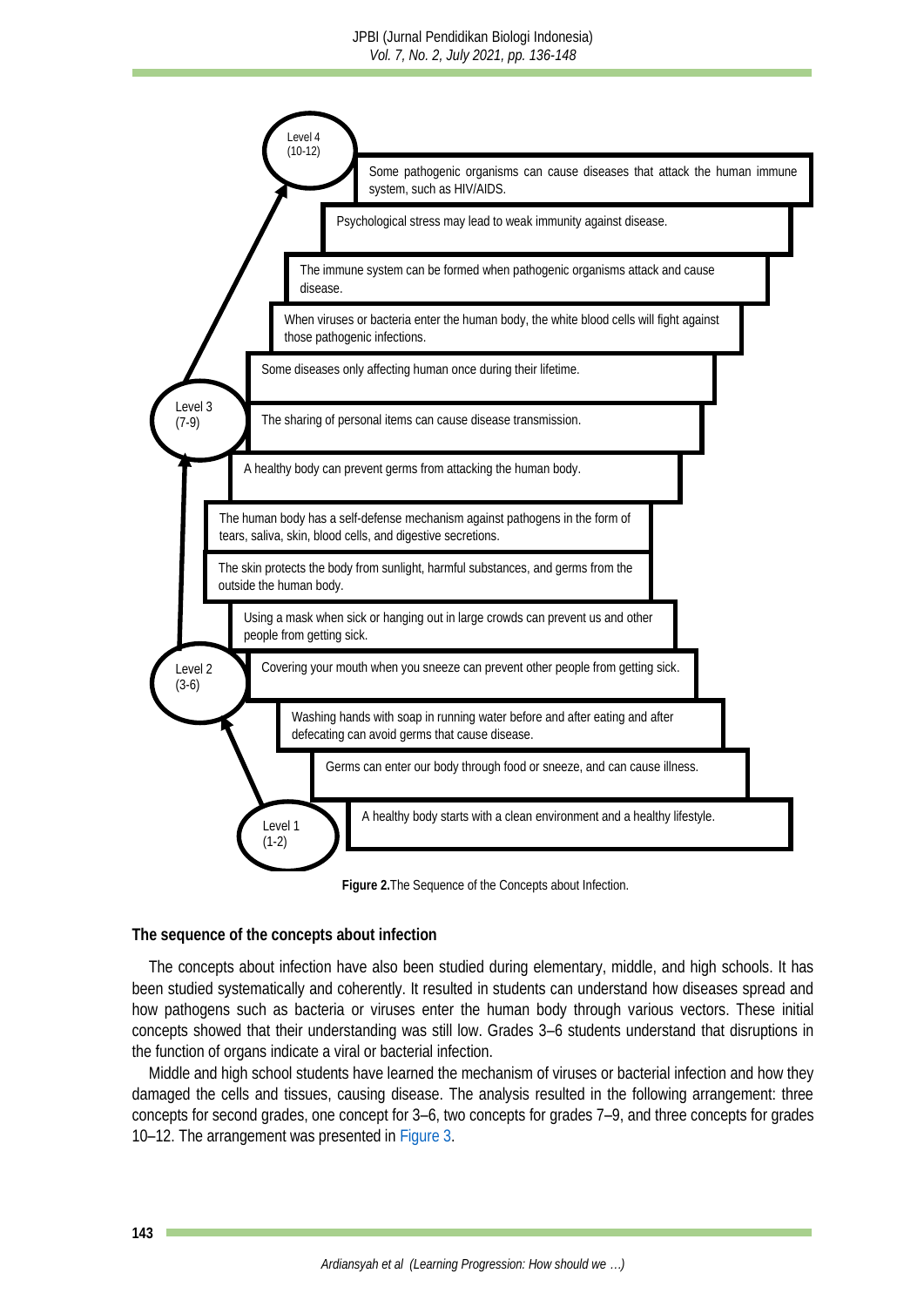Level 4 (10-12)

Some pathogenic organisms can cause diseases that attack the human immune system, such as HIV/AIDS.

Psychological stress may lead to weak immunity against disease.

The immune system can be formed when pathogenic organisms attack and cause disease.

When viruses or bacteria enter the human body, the white blood cells will fight against those pathogenic infections.

Some diseases only affecting human once during their lifetime.

Level 3 (7-9)

The sharing of personal items can cause disease transmission.

A healthy body can prevent germs from attacking the human body.

The human body has a self-defense mechanism against pathogens in the form of tears, saliva, skin, blood cells, and digestive secretions.

The skin protects the body from sunlight, harmful substances, and germs from the outside the human body.

Using a mask when sick or hanging out in large crowds can prevent us and other people from getting sick.

Level 2 (3-6)

Covering your mouth when you sneeze can prevent other people from getting sick.

Washing hands with soap in running water before and after eating and after defecating can avoid germs that cause disease.

Germs can enter our body through food or sneeze, and can cause illness.

Level 1 (1-2)

A healthy body starts with a clean environment and a healthy lifestyle.

**Figure 2.** The Sequence of the Concepts about Infection.

### The sequence of the concepts about infection

The concepts about infection have also been studied during elementary, middle, and high schools. It has been studied systematically and coherently. It resulted in students can understand how diseases spread and how pathogens such as bacteria or viruses enter the human body through various vectors. These initial concepts showed that their understanding was still low. Grades 3–6 students understand that disruptions in the function of organs indicate a viral or bacterial infection.

Middle and high school students have learned the mechanism of viruses or bacterial infection and how they damaged the cells and tissues, causing disease. The analysis resulted in the following arrangement: three concepts for second grades, one concept for 3–6, two concepts for grades 7–9, and three concepts for grades 10–12. The arrangement was presented in Figure 3.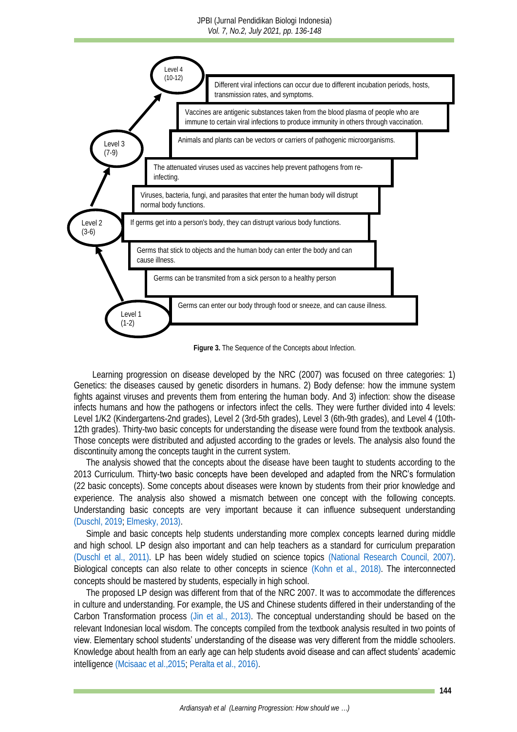Level 4 (10-12)

Different viral infections can occur due to different incubation periods, hosts, transmission rates, and symptoms.

Vaccines are antigenic substances taken from the blood plasma of people who are immune to certain viral infections to produce immunity in others through vaccination.

Animals and plants can be vectors or carriers of pathogenic microorganisms.

Level 3 (7-9)

The attenuated viruses used as vaccines help prevent pathogens from re-infecting.

Viruses, bacteria, fungi, and parasites that enter the human body will distrupt normal body functions.

Level 2 (3-6)

If germs get into a person's body, they can distrupt various body functions.

Germs that stick to objects and the human body can enter the body and can cause illness.

Germs can be transmited from a sick person to a healthy person

Level 1 (1-2)

Germs can enter our body through food or sneeze, and can cause illness.

**Figure 3.** The Sequence of the Concepts about Infection.

Learning progression on disease developed by the NRC (2007) was focused on three categories: 1) Genetics: the diseases caused by genetic disorders in humans. 2) Body defense: how the immune system fights against viruses and prevents them from entering the human body. And 3) infection: show the disease infects humans and how the pathogens or infectors infect the cells. They were further divided into 4 levels: Level 1/K2 (Kindergartens-2nd grades), Level 2 (3rd-5th grades), Level 3 (6th-9th grades), and Level 4 (10th-12th grades). Thirty-two basic concepts for understanding the disease were found from the textbook analysis. Those concepts were distributed and adjusted according to the grades or levels. The analysis also found the discontinuity among the concepts taught in the current system.

The analysis showed that the concepts about the disease have been taught to students according to the 2013 Curriculum. Thirty-two basic concepts have been developed and adapted from the NRC's formulation (22 basic concepts). Some concepts about diseases were known by students from their prior knowledge and experience. The analysis also showed a mismatch between one concept with the following concepts. Understanding basic concepts are very important because it can influence subsequent understanding (Duschl, 2019; Elmesky, 2013).

Simple and basic concepts help students understanding more complex concepts learned during middle and high school. LP design also important and can help teachers as a standard for curriculum preparation (Duschl et al., 2011). LP has been widely studied on science topics (National Research Council, 2007). Biological concepts can also relate to other concepts in science (Kohn et al., 2018). The interconnected concepts should be mastered by students, especially in high school.

The proposed LP design was different from that of the NRC 2007. It was to accommodate the differences in culture and understanding. For example, the US and Chinese students differed in their understanding of the Carbon Transformation process (Jin et al., 2013). The conceptual understanding should be based on the relevant Indonesian local wisdom. The concepts compiled from the textbook analysis resulted in two points of view. Elementary school students' understanding of the disease was very different from the middle schoolers. Knowledge about health from an early age can help students avoid disease and can affect students' academic intelligence (Mcisaac et al.,2015; Peralta et al., 2016).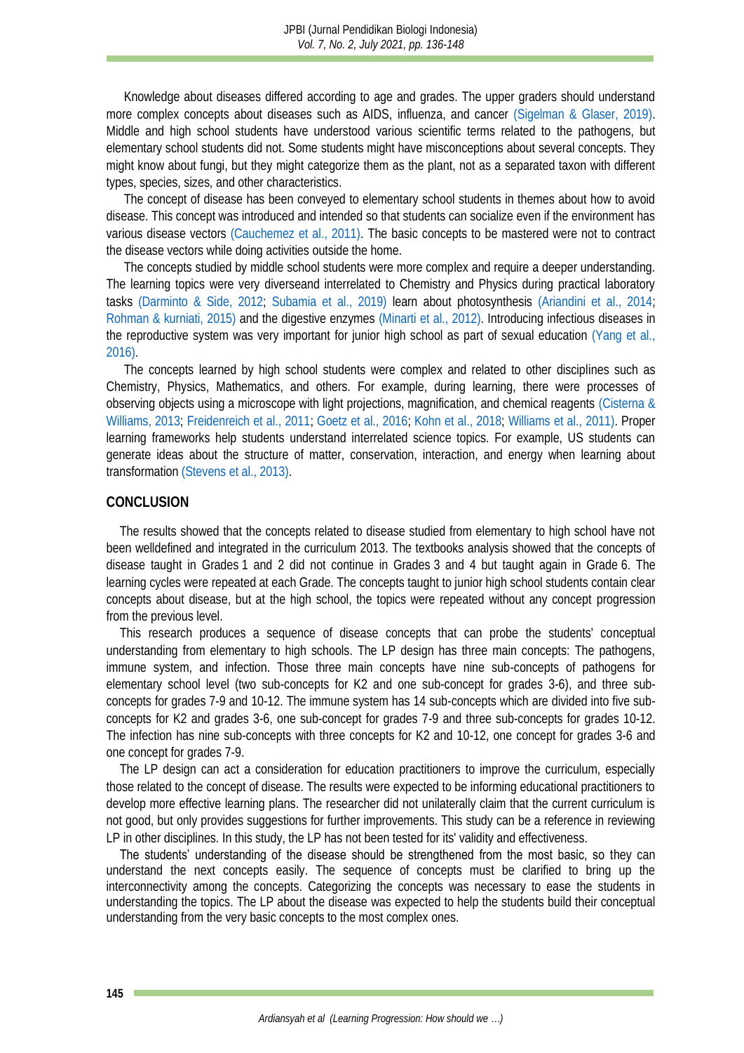Knowledge about diseases differed according to age and grades. The upper graders should understand more complex concepts about diseases such as AIDS, influenza, and cancer (Sigelman & Glaser, 2019). Middle and high school students have understood various scientific terms related to the pathogens, but elementary school students did not. Some students might have misconceptions about several concepts. They might know about fungi, but they might categorize them as the plant, not as a separated taxon with different types, species, sizes, and other characteristics.

The concept of disease has been conveyed to elementary school students in themes about how to avoid disease. This concept was introduced and intended so that students can socialize even if the environment has various disease vectors (Cauchemez et al., 2011). The basic concepts to be mastered were not to contract the disease vectors while doing activities outside the home.

The concepts studied by middle school students were more complex and require a deeper understanding. The learning topics were very diverseand interrelated to Chemistry and Physics during practical laboratory tasks (Darminto & Side, 2012; Subamia et al., 2019) learn about photosynthesis (Ariandini et al., 2014; Rohman & kurniati, 2015) and the digestive enzymes (Minarti et al., 2012). Introducing infectious diseases in the reproductive system was very important for junior high school as part of sexual education (Yang et al., 2016).

The concepts learned by high school students were complex and related to other disciplines such as Chemistry, Physics, Mathematics, and others. For example, during learning, there were processes of observing objects using a microscope with light projections, magnification, and chemical reagents (Cisterna & Williams, 2013; Freidenreich et al., 2011; Goetz et al., 2016; Kohn et al., 2018; Williams et al., 2011). Proper learning frameworks help students understand interrelated science topics. For example, US students can generate ideas about the structure of matter, conservation, interaction, and energy when learning about transformation (Stevens et al., 2013).

## CONCLUSION

The results showed that the concepts related to disease studied from elementary to high school have not been welldefined and integrated in the curriculum 2013. The textbooks analysis showed that the concepts of disease taught in Grades 1 and 2 did not continue in Grades 3 and 4 but taught again in Grade 6. The learning cycles were repeated at each Grade. The concepts taught to junior high school students contain clear concepts about disease, but at the high school, the topics were repeated without any concept progression from the previous level.

This research produces a sequence of disease concepts that can probe the students' conceptual understanding from elementary to high schools. The LP design has three main concepts: The pathogens, immune system, and infection. Those three main concepts have nine sub-concepts of pathogens for elementary school level (two sub-concepts for K2 and one sub-concept for grades 3-6), and three sub-concepts for grades 7-9 and 10-12. The immune system has 14 sub-concepts which are divided into five sub-concepts for K2 and grades 3-6, one sub-concept for grades 7-9 and three sub-concepts for grades 10-12. The infection has nine sub-concepts with three concepts for K2 and 10-12, one concept for grades 3-6 and one concept for grades 7-9.

The LP design can act a consideration for education practitioners to improve the curriculum, especially those related to the concept of disease. The results were expected to be informing educational practitioners to develop more effective learning plans. The researcher did not unilaterally claim that the current curriculum is not good, but only provides suggestions for further improvements. This study can be a reference in reviewing LP in other disciplines. In this study, the LP has not been tested for its' validity and effectiveness.

The students' understanding of the disease should be strengthened from the most basic, so they can understand the next concepts easily. The sequence of concepts must be clarified to bring up the interconnectivity among the concepts. Categorizing the concepts was necessary to ease the students in understanding the topics. The LP about the disease was expected to help the students build their conceptual understanding from the very basic concepts to the most complex ones.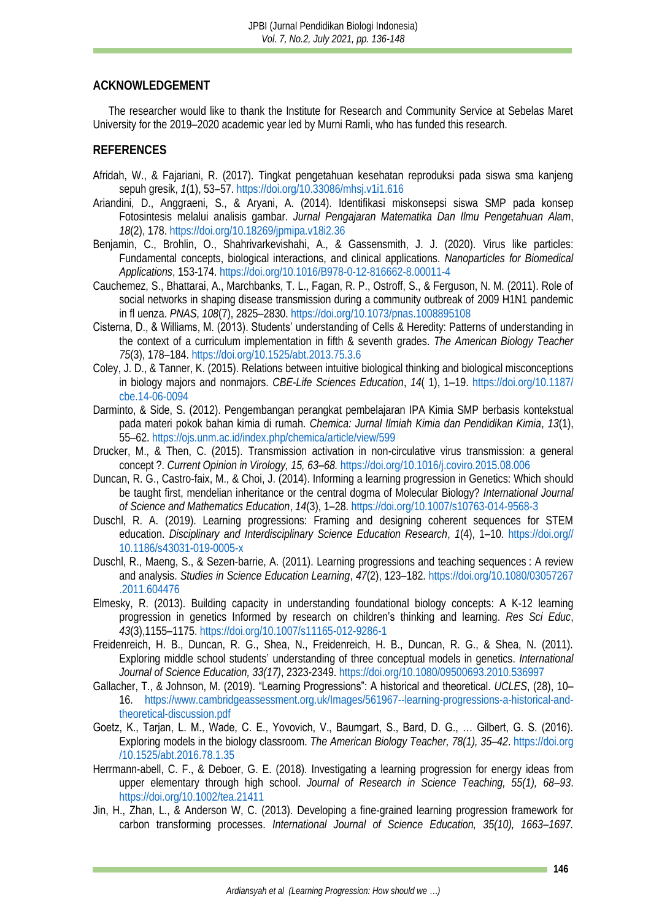## ACKNOWLEDGEMENT

The researcher would like to thank the Institute for Research and Community Service at Sebelas Maret University for the 2019–2020 academic year led by Murni Ramli, who has funded this research.

## REFERENCES

Afridah, W., & Fajariani, R. (2017). Tingkat pengetahuan kesehatan reproduksi pada siswa sma kanjeng sepuh gresik, *1*(1), 53–57. https://doi.org/10.33086/mhsj.v1i1.616

Ariandini, D., Anggraeni, S., & Aryani, A. (2014). Identifikasi miskonsepsi siswa SMP pada konsep Fotosintesis melalui analisis gambar. *Jurnal Pengajaran Matematika Dan Ilmu Pengetahuan Alam*, *18*(2), 178. https://doi.org/10.18269/jpmipa.v18i2.36

Benjamin, C., Brohlin, O., Shahrivarkevishahi, A., & Gassensmith, J. J. (2020). Virus like particles: Fundamental concepts, biological interactions, and clinical applications. *Nanoparticles for Biomedical Applications*, 153-174. https://doi.org/10.1016/B978-0-12-816662-8.00011-4

Cauchemez, S., Bhattarai, A., Marchbanks, T. L., Fagan, R. P., Ostroff, S., & Ferguson, N. M. (2011). Role of social networks in shaping disease transmission during a community outbreak of 2009 H1N1 pandemic in fl uenza. *PNAS*, *108*(7), 2825–2830. https://doi.org/10.1073/pnas.1008895108

Cisterna, D., & Williams, M. (2013). Students' understanding of Cells & Heredity: Patterns of understanding in the context of a curriculum implementation in fifth & seventh grades. *The American Biology Teacher 75*(3), 178–184. https://doi.org/10.1525/abt.2013.75.3.6

Coley, J. D., & Tanner, K. (2015). Relations between intuitive biological thinking and biological misconceptions in biology majors and nonmajors. *CBE-Life Sciences Education*, *14*( 1), 1–19. https://doi.org/10.1187/cbe.14-06-0094

Darminto, & Side, S. (2012). Pengembangan perangkat pembelajaran IPA Kimia SMP berbasis kontekstual pada materi pokok bahan kimia di rumah. *Chemica: Jurnal Ilmiah Kimia dan Pendidikan Kimia*, *13*(1), 55–62. https://ojs.unm.ac.id/index.php/chemica/article/view/599

Drucker, M., & Then, C. (2015). Transmission activation in non-circulative virus transmission: a general concept ?. *Current Opinion in Virology, 15, 63–68.* https://doi.org/10.1016/j.coviro.2015.08.006

Duncan, R. G., Castro-faix, M., & Choi, J. (2014). Informing a learning progression in Genetics: Which should be taught first, mendelian inheritance or the central dogma of Molecular Biology? *International Journal of Science and Mathematics Education*, *14*(3), 1–28. https://doi.org/10.1007/s10763-014-9568-3

Duschl, R. A. (2019). Learning progressions: Framing and designing coherent sequences for STEM education. *Disciplinary and Interdisciplinary Science Education Research*, *1*(4), 1–10. https://doi.org//10.1186/s43031-019-0005-x

Duschl, R., Maeng, S., & Sezen-barrie, A. (2011). Learning progressions and teaching sequences : A review and analysis. *Studies in Science Education Learning*, *47*(2), 123–182. https://doi.org/10.1080/03057267.2011.604476

Elmesky, R. (2013). Building capacity in understanding foundational biology concepts: A K-12 learning progression in genetics Informed by research on children's thinking and learning. *Res Sci Educ*, *43*(3),1155–1175. https://doi.org/10.1007/s11165-012-9286-1

Freidenreich, H. B., Duncan, R. G., Shea, N., Freidenreich, H. B., Duncan, R. G., & Shea, N. (2011). Exploring middle school students' understanding of three conceptual models in genetics. *International Journal of Science Education, 33(17)*, 2323-2349. https://doi.org/10.1080/09500693.2010.536997

Gallacher, T., & Johnson, M. (2019). "Learning Progressions": A historical and theoretical. *UCLES*, (28), 10–16. https://www.cambridgeassessment.org.uk/Images/561967--learning-progressions-a-historical-and-theoretical-discussion.pdf

Goetz, K., Tarjan, L. M., Wade, C. E., Yovovich, V., Baumgart, S., Bard, D. G., … Gilbert, G. S. (2016). Exploring models in the biology classroom. *The American Biology Teacher, 78(1), 35–42*. https://doi.org/10.1525/abt.2016.78.1.35

Herrmann-abell, C. F., & Deboer, G. E. (2018). Investigating a learning progression for energy ideas from upper elementary through high school. *Journal of Research in Science Teaching, 55(1), 68–93*. https://doi.org/10.1002/tea.21411

Jin, H., Zhan, L., & Anderson W, C. (2013). Developing a fine-grained learning progression framework for carbon transforming processes. *International Journal of Science Education, 35(10), 1663–1697.*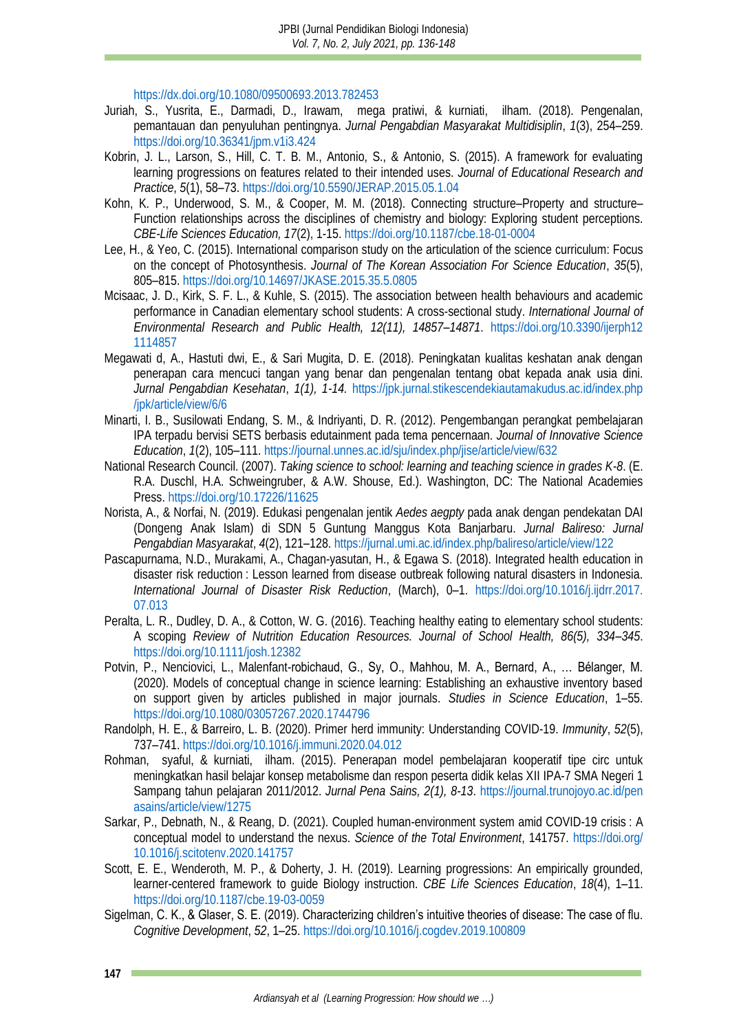https://dx.doi.org/10.1080/09500693.2013.782453

Juriah, S., Yusrita, E., Darmadi, D., Irawam, mega pratiwi, & kurniati, ilham. (2018). Pengenalan, pemantauan dan penyuluhan pentingnya. *Jurnal Pengabdian Masyarakat Multidisiplin*, *1*(3), 254–259. https://doi.org/10.36341/jpm.v1i3.424

Kobrin, J. L., Larson, S., Hill, C. T. B. M., Antonio, S., & Antonio, S. (2015). A framework for evaluating learning progressions on features related to their intended uses. *Journal of Educational Research and Practice*, *5*(1), 58–73. https://doi.org/10.5590/JERAP.2015.05.1.04

Kohn, K. P., Underwood, S. M., & Cooper, M. M. (2018). Connecting structure–Property and structure–Function relationships across the disciplines of chemistry and biology: Exploring student perceptions. *CBE-Life Sciences Education, 17*(2), 1-15. https://doi.org/10.1187/cbe.18-01-0004

Lee, H., & Yeo, C. (2015). International comparison study on the articulation of the science curriculum: Focus on the concept of Photosynthesis. *Journal of The Korean Association For Science Education*, *35*(5), 805–815. https://doi.org/10.14697/JKASE.2015.35.5.0805

Mcisaac, J. D., Kirk, S. F. L., & Kuhle, S. (2015). The association between health behaviours and academic performance in Canadian elementary school students: A cross-sectional study. *International Journal of Environmental Research and Public Health, 12(11), 14857–14871*. https://doi.org/10.3390/ijerph121114857

Megawati d, A., Hastuti dwi, E., & Sari Mugita, D. E. (2018). Peningkatan kualitas keshatan anak dengan penerapan cara mencuci tangan yang benar dan pengenalan tentang obat kepada anak usia dini. *Jurnal Pengabdian Kesehatan*, *1(1), 1-14.* https://jpk.jurnal.stikescendekiautamakudus.ac.id/index.php/jpk/article/view/6/6

Minarti, I. B., Susilowati Endang, S. M., & Indriyanti, D. R. (2012). Pengembangan perangkat pembelajaran IPA terpadu bervisi SETS berbasis edutainment pada tema pencernaan. *Journal of Innovative Science Education*, *1*(2), 105–111. https://journal.unnes.ac.id/sju/index.php/jise/article/view/632

National Research Council. (2007). *Taking science to school: learning and teaching science in grades K-8*. (E. R.A. Duschl, H.A. Schweingruber, & A.W. Shouse, Ed.). Washington, DC: The National Academies Press. https://doi.org/10.17226/11625

Norista, A., & Norfai, N. (2019). Edukasi pengenalan jentik *Aedes aegpty* pada anak dengan pendekatan DAI (Dongeng Anak Islam) di SDN 5 Guntung Manggus Kota Banjarbaru. *Jurnal Balireso: Jurnal Pengabdian Masyarakat*, *4*(2), 121–128. https://jurnal.umi.ac.id/index.php/balireso/article/view/122

Pascapurnama, N.D., Murakami, A., Chagan-yasutan, H., & Egawa S. (2018). Integrated health education in disaster risk reduction : Lesson learned from disease outbreak following natural disasters in Indonesia. *International Journal of Disaster Risk Reduction*, (March), 0–1. https://doi.org/10.1016/j.ijdrr.2017.07.013

Peralta, L. R., Dudley, D. A., & Cotton, W. G. (2016). Teaching healthy eating to elementary school students: A scoping *Review of Nutrition Education Resources. Journal of School Health, 86(5), 334–345*. https://doi.org/10.1111/josh.12382

Potvin, P., Nenciovici, L., Malenfant-robichaud, G., Sy, O., Mahhou, M. A., Bernard, A., … Bélanger, M. (2020). Models of conceptual change in science learning: Establishing an exhaustive inventory based on support given by articles published in major journals. *Studies in Science Education*, 1–55. https://doi.org/10.1080/03057267.2020.1744796

Randolph, H. E., & Barreiro, L. B. (2020). Primer herd immunity: Understanding COVID-19. *Immunity*, *52*(5), 737–741. https://doi.org/10.1016/j.immuni.2020.04.012

Rohman, syaful, & kurniati, ilham. (2015). Penerapan model pembelajaran kooperatif tipe circ untuk meningkatkan hasil belajar konsep metabolisme dan respon peserta didik kelas XII IPA-7 SMA Negeri 1 Sampang tahun pelajaran 2011/2012. *Jurnal Pena Sains, 2(1), 8-13*. https://journal.trunojoyo.ac.id/penasains/article/view/1275

Sarkar, P., Debnath, N., & Reang, D. (2021). Coupled human-environment system amid COVID-19 crisis : A conceptual model to understand the nexus. *Science of the Total Environment*, 141757. https://doi.org/10.1016/j.scitotenv.2020.141757

Scott, E. E., Wenderoth, M. P., & Doherty, J. H. (2019). Learning progressions: An empirically grounded, learner-centered framework to guide Biology instruction. *CBE Life Sciences Education*, *18*(4), 1–11. https://doi.org/10.1187/cbe.19-03-0059

Sigelman, C. K., & Glaser, S. E. (2019). Characterizing children's intuitive theories of disease: The case of flu. *Cognitive Development*, *52*, 1–25. https://doi.org/10.1016/j.cogdev.2019.100809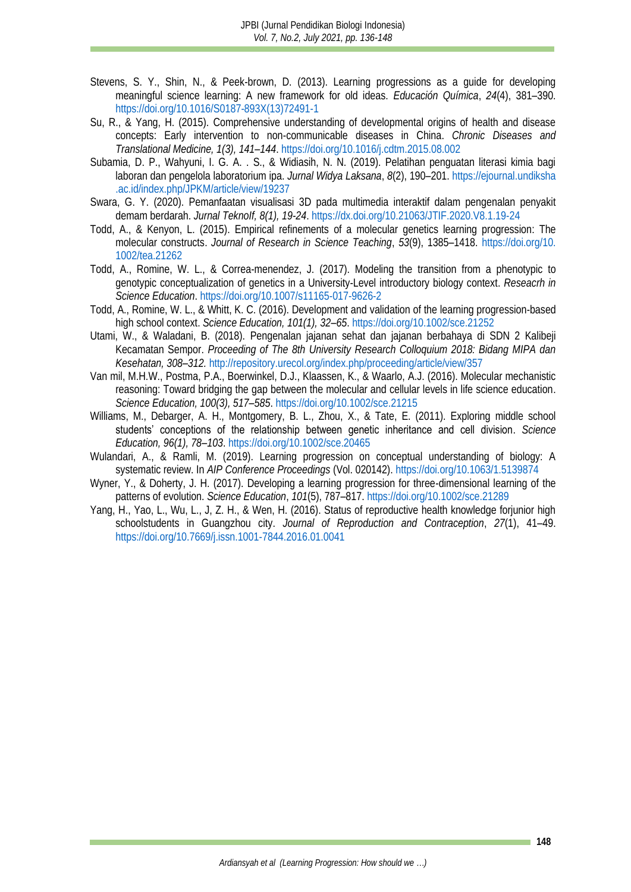Stevens, S. Y., Shin, N., & Peek-brown, D. (2013). Learning progressions as a guide for developing meaningful science learning: A new framework for old ideas. *Educación Química*, *24*(4), 381–390. https://doi.org/10.1016/S0187-893X(13)72491-1

Su, R., & Yang, H. (2015). Comprehensive understanding of developmental origins of health and disease concepts: Early intervention to non-communicable diseases in China. *Chronic Diseases and Translational Medicine, 1(3), 141–144*. https://doi.org/10.1016/j.cdtm.2015.08.002

Subamia, D. P., Wahyuni, I. G. A. . S., & Widiasih, N. N. (2019). Pelatihan penguatan literasi kimia bagi laboran dan pengelola laboratorium ipa. *Jurnal Widya Laksana*, *8*(2), 190–201. https://ejournal.undiksha.ac.id/index.php/JPKM/article/view/19237

Swara, G. Y. (2020). Pemanfaatan visualisasi 3D pada multimedia interaktif dalam pengenalan penyakit demam berdarah. *Jurnal TeknoIf, 8(1), 19-24*. https://dx.doi.org/10.21063/JTIF.2020.V8.1.19-24

Todd, A., & Kenyon, L. (2015). Empirical refinements of a molecular genetics learning progression: The molecular constructs. *Journal of Research in Science Teaching*, *53*(9), 1385–1418. https://doi.org/10.1002/tea.21262

Todd, A., Romine, W. L., & Correa-menendez, J. (2017). Modeling the transition from a phenotypic to genotypic conceptualization of genetics in a University-Level introductory biology context. *Reseacrh in Science Education*. https://doi.org/10.1007/s11165-017-9626-2

Todd, A., Romine, W. L., & Whitt, K. C. (2016). Development and validation of the learning progression-based high school context. *Science Education, 101(1), 32–65*. https://doi.org/10.1002/sce.21252

Utami, W., & Waladani, B. (2018). Pengenalan jajanan sehat dan jajanan berbahaya di SDN 2 Kalibeji Kecamatan Sempor. *Proceeding of The 8th University Research Colloquium 2018: Bidang MIPA dan Kesehatan, 308–312.* http://repository.urecol.org/index.php/proceeding/article/view/357

Van mil, M.H.W., Postma, P.A., Boerwinkel, D.J., Klaassen, K., & Waarlo, A.J. (2016). Molecular mechanistic reasoning: Toward bridging the gap between the molecular and cellular levels in life science education. *Science Education, 100(3), 517–585*. https://doi.org/10.1002/sce.21215

Williams, M., Debarger, A. H., Montgomery, B. L., Zhou, X., & Tate, E. (2011). Exploring middle school students' conceptions of the relationship between genetic inheritance and cell division. *Science Education, 96(1), 78–103*. https://doi.org/10.1002/sce.20465

Wulandari, A., & Ramli, M. (2019). Learning progression on conceptual understanding of biology: A systematic review. In *AIP Conference Proceedings* (Vol. 020142). https://doi.org/10.1063/1.5139874

Wyner, Y., & Doherty, J. H. (2017). Developing a learning progression for three-dimensional learning of the patterns of evolution. *Science Education*, *101*(5), 787–817. https://doi.org/10.1002/sce.21289

Yang, H., Yao, L., Wu, L., J, Z. H., & Wen, H. (2016). Status of reproductive health knowledge forjunior high schoolstudents in Guangzhou city. *Journal of Reproduction and Contraception*, *27*(1), 41–49. https://doi.org/10.7669/j.issn.1001-7844.2016.01.0041